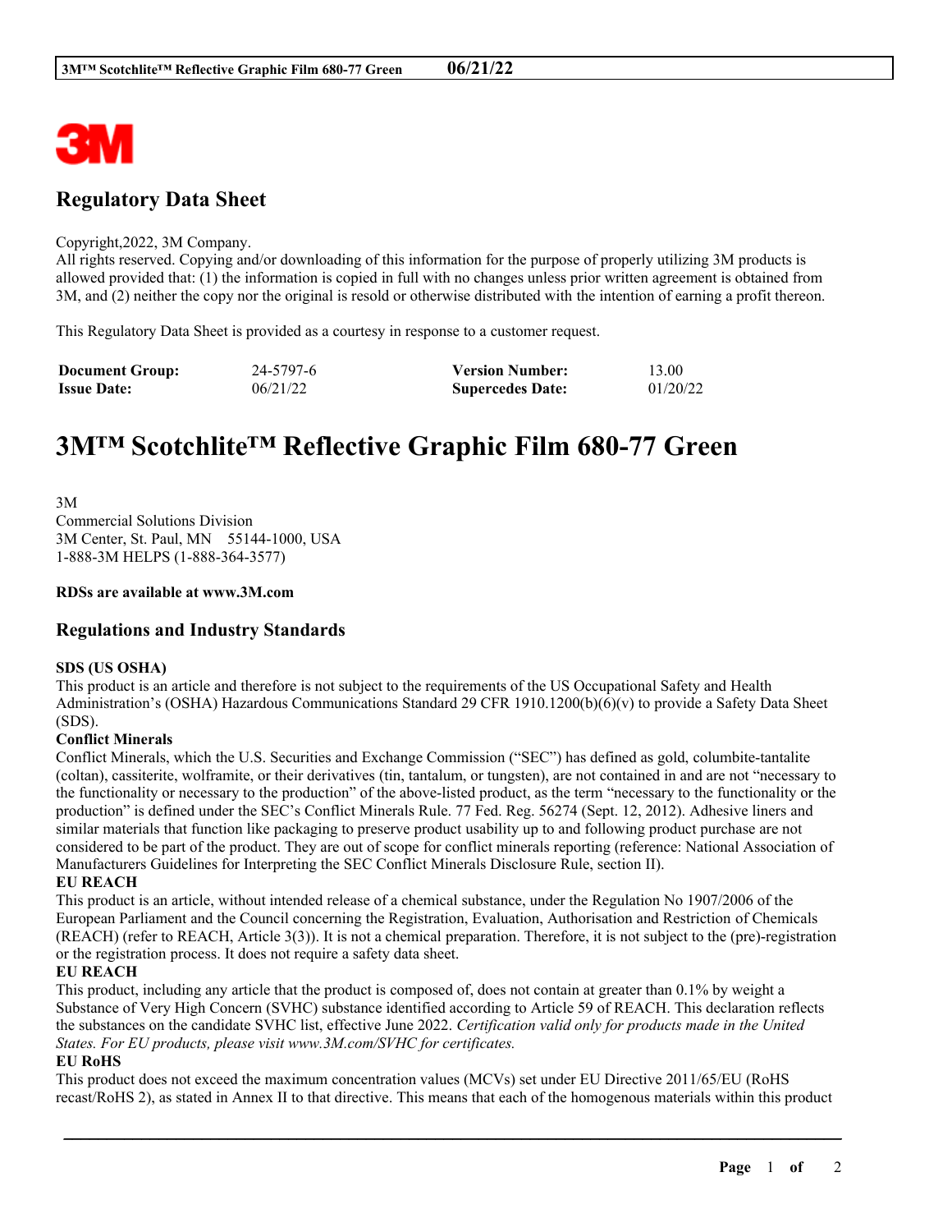# Regulatory Data Sheet

Copyright,2022, 3M Company.
All rights reserved. Copying and/or downloading of this information for the purpose of properly utilizing 3M products is allowed provided that: (1) the information is copied in full with no changes unless prior written agreement is obtained from 3M, and (2) neither the copy nor the original is resold or otherwise distributed with the intention of earning a profit thereon.

This Regulatory Data Sheet is provided as a courtesy in response to a customer request.

| | | | |
|---|---|---|---|
| **Document Group:** | 24-5797-6 | **Version Number:** | 13.00 |
| **Issue Date:** | 06/21/22 | **Supercedes Date:** | 01/20/22 |

# 3M™ Scotchlite™ Reflective Graphic Film 680-77 Green

3M
Commercial Solutions Division
3M Center, St. Paul, MN 55144-1000, USA
1-888-3M HELPS (1-888-364-3577)

**RDSs are available at www.3M.com**

## Regulations and Industry Standards

**SDS (US OSHA)**
This product is an article and therefore is not subject to the requirements of the US Occupational Safety and Health Administration's (OSHA) Hazardous Communications Standard 29 CFR 1910.1200(b)(6)(v) to provide a Safety Data Sheet (SDS).

**Conflict Minerals**
Conflict Minerals, which the U.S. Securities and Exchange Commission ("SEC") has defined as gold, columbite-tantalite (coltan), cassiterite, wolframite, or their derivatives (tin, tantalum, or tungsten), are not contained in and are not "necessary to the functionality or necessary to the production" of the above-listed product, as the term "necessary to the functionality or the production" is defined under the SEC's Conflict Minerals Rule. 77 Fed. Reg. 56274 (Sept. 12, 2012). Adhesive liners and similar materials that function like packaging to preserve product usability up to and following product purchase are not considered to be part of the product. They are out of scope for conflict minerals reporting (reference: National Association of Manufacturers Guidelines for Interpreting the SEC Conflict Minerals Disclosure Rule, section II).

**EU REACH**
This product is an article, without intended release of a chemical substance, under the Regulation No 1907/2006 of the European Parliament and the Council concerning the Registration, Evaluation, Authorisation and Restriction of Chemicals (REACH) (refer to REACH, Article 3(3)). It is not a chemical preparation. Therefore, it is not subject to the (pre)-registration or the registration process. It does not require a safety data sheet.

**EU REACH**
This product, including any article that the product is composed of, does not contain at greater than 0.1% by weight a Substance of Very High Concern (SVHC) substance identified according to Article 59 of REACH. This declaration reflects the substances on the candidate SVHC list, effective June 2022. *Certification valid only for products made in the United States. For EU products, please visit www.3M.com/SVHC for certificates.*

**EU RoHS**
This product does not exceed the maximum concentration values (MCVs) set under EU Directive 2011/65/EU (RoHS recast/RoHS 2), as stated in Annex II to that directive. This means that each of the homogenous materials within this product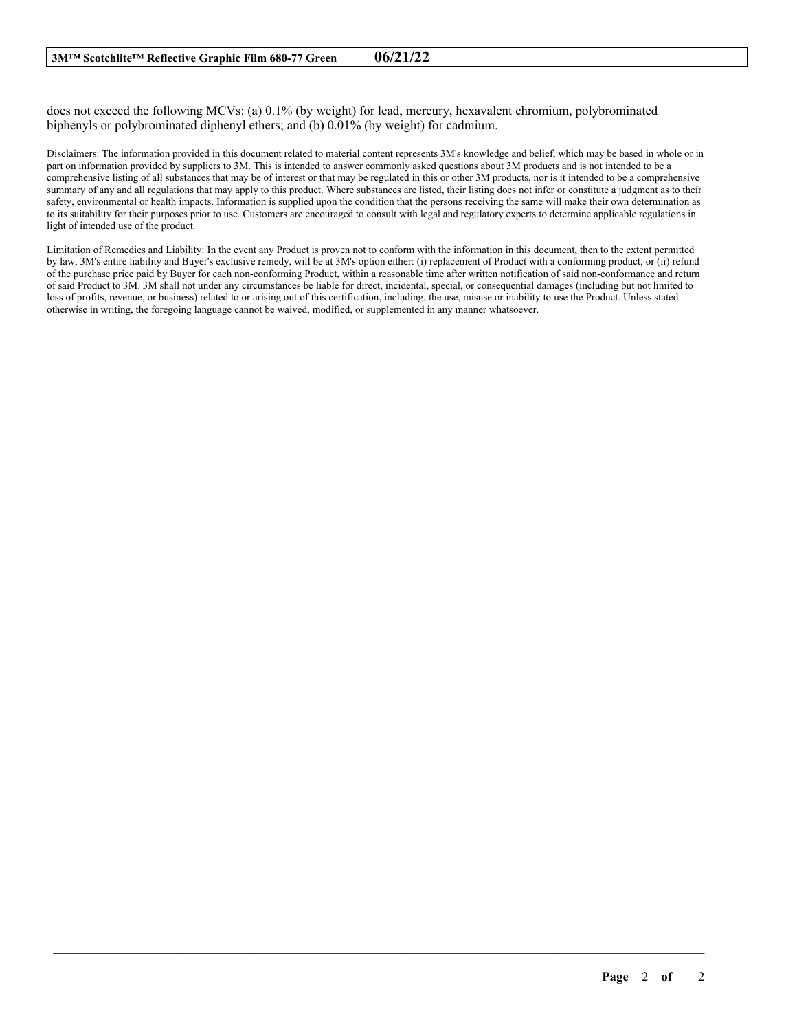does not exceed the following MCVs: (a) 0.1% (by weight) for lead, mercury, hexavalent chromium, polybrominated biphenyls or polybrominated diphenyl ethers; and (b) 0.01% (by weight) for cadmium.

Disclaimers: The information provided in this document related to material content represents 3M's knowledge and belief, which may be based in whole or in part on information provided by suppliers to 3M. This is intended to answer commonly asked questions about 3M products and is not intended to be a comprehensive listing of all substances that may be of interest or that may be regulated in this or other 3M products, nor is it intended to be a comprehensive summary of any and all regulations that may apply to this product. Where substances are listed, their listing does not infer or constitute a judgment as to their safety, environmental or health impacts. Information is supplied upon the condition that the persons receiving the same will make their own determination as to its suitability for their purposes prior to use. Customers are encouraged to consult with legal and regulatory experts to determine applicable regulations in light of intended use of the product.

Limitation of Remedies and Liability: In the event any Product is proven not to conform with the information in this document, then to the extent permitted by law, 3M's entire liability and Buyer's exclusive remedy, will be at 3M's option either: (i) replacement of Product with a conforming product, or (ii) refund of the purchase price paid by Buyer for each non-conforming Product, within a reasonable time after written notification of said non-conformance and return of said Product to 3M. 3M shall not under any circumstances be liable for direct, incidental, special, or consequential damages (including but not limited to loss of profits, revenue, or business) related to or arising out of this certification, including, the use, misuse or inability to use the Product. Unless stated otherwise in writing, the foregoing language cannot be waived, modified, or supplemented in any manner whatsoever.